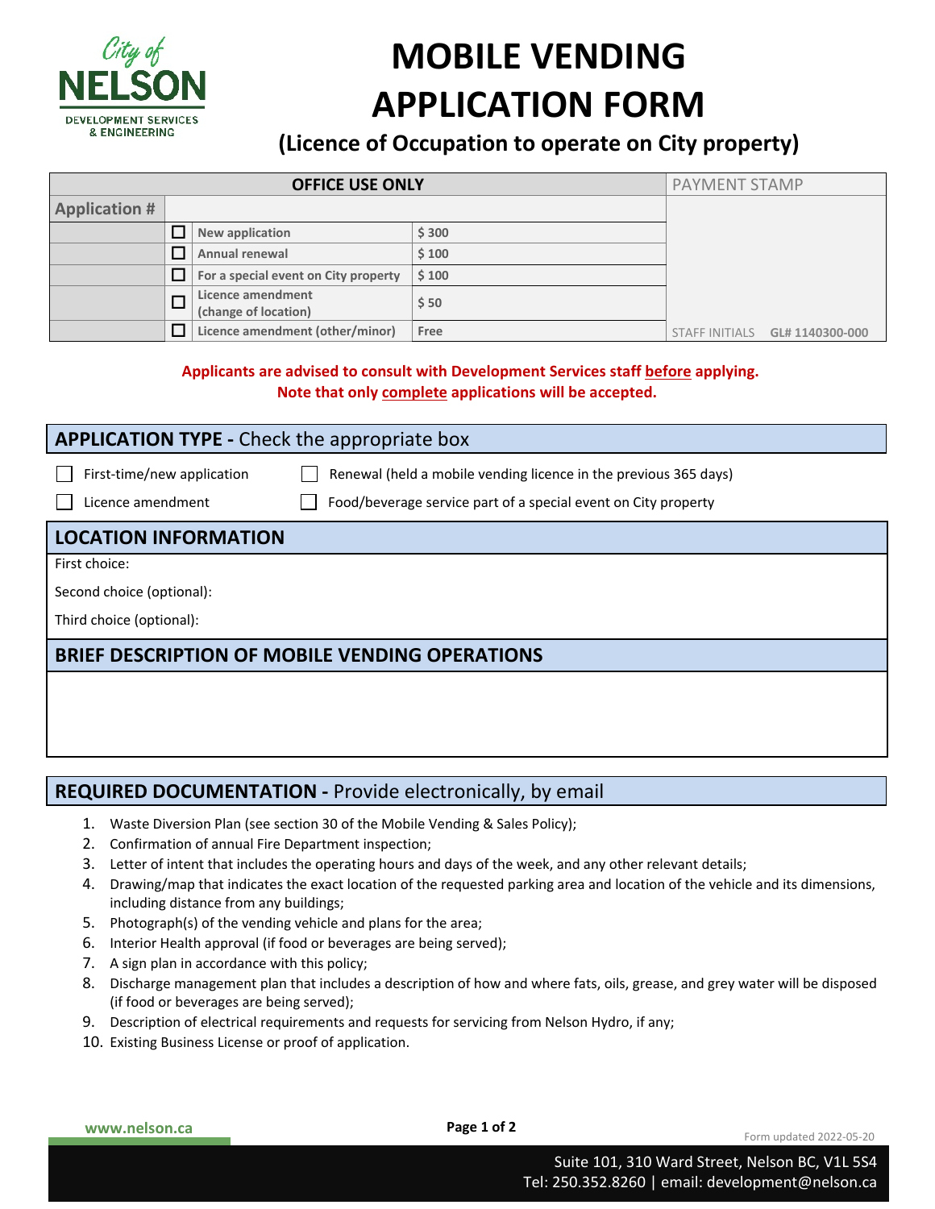City of NELSON
DEVELOPMENT SERVICES & ENGINEERING

# MOBILE VENDING APPLICATION FORM

## (Licence of Occupation to operate on City property)

| OFFICE USE ONLY | | | | PAYMENT STAMP |
|---|---|---|---|---|
| Application # | | | | |
| | ☐ | New application | $ 300 | |
| | ☐ | Annual renewal | $ 100 | |
| | ☐ | For a special event on City property | $ 100 | |
| | ☐ | Licence amendment (change of location) | $ 50 | |
| | ☐ | Licence amendment (other/minor) | Free | STAFF INITIALS GL# 1140300-000 |

**Applicants are advised to consult with Development Services staff before applying.**
**Note that only complete applications will be accepted.**

## APPLICATION TYPE - Check the appropriate box

☐ First-time/new application ☐ Renewal (held a mobile vending licence in the previous 365 days)

☐ Licence amendment ☐ Food/beverage service part of a special event on City property

## LOCATION INFORMATION

First choice:

Second choice (optional):

Third choice (optional):

## BRIEF DESCRIPTION OF MOBILE VENDING OPERATIONS

## REQUIRED DOCUMENTATION - Provide electronically, by email

1. Waste Diversion Plan (see section 30 of the Mobile Vending & Sales Policy);
2. Confirmation of annual Fire Department inspection;
3. Letter of intent that includes the operating hours and days of the week, and any other relevant details;
4. Drawing/map that indicates the exact location of the requested parking area and location of the vehicle and its dimensions, including distance from any buildings;
5. Photograph(s) of the vending vehicle and plans for the area;
6. Interior Health approval (if food or beverages are being served);
7. A sign plan in accordance with this policy;
8. Discharge management plan that includes a description of how and where fats, oils, grease, and grey water will be disposed (if food or beverages are being served);
9. Description of electrical requirements and requests for servicing from Nelson Hydro, if any;
10. Existing Business License or proof of application.

www.nelson.ca

Form updated 2022-05-20

Suite 101, 310 Ward Street, Nelson BC, V1L 5S4
Tel: 250.352.8260 | email: development@nelson.ca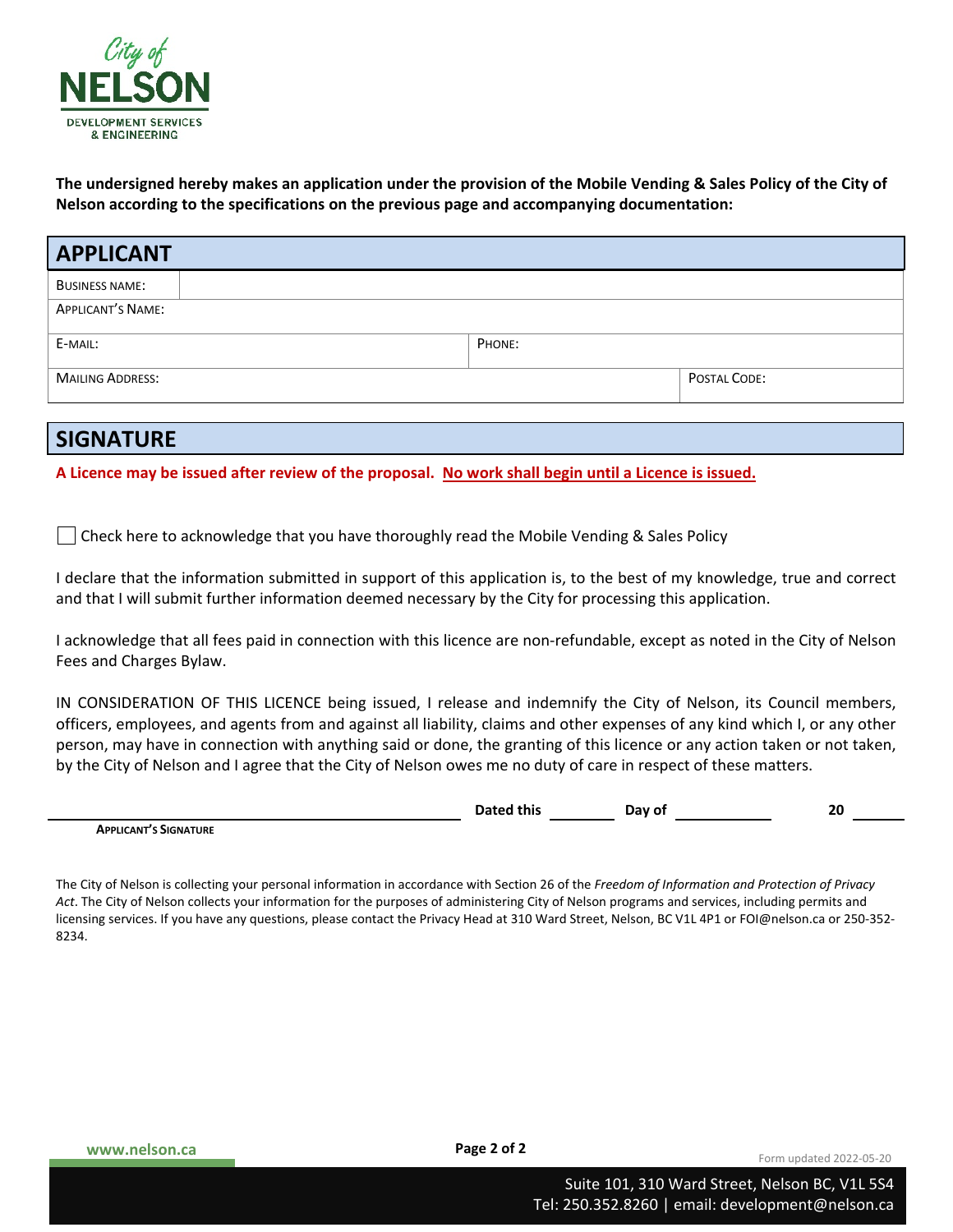City of NELSON
DEVELOPMENT SERVICES & ENGINEERING

**The undersigned hereby makes an application under the provision of the Mobile Vending & Sales Policy of the City of Nelson according to the specifications on the previous page and accompanying documentation:**

## APPLICANT

| | | |
|---|---|---|
| BUSINESS NAME: | | |
| APPLICANT'S NAME: | | |
| E-MAIL: | PHONE: | |
| MAILING ADDRESS: | | POSTAL CODE: |

## SIGNATURE

**A Licence may be issued after review of the proposal. No work shall begin until a Licence is issued.**

☐ Check here to acknowledge that you have thoroughly read the Mobile Vending & Sales Policy

I declare that the information submitted in support of this application is, to the best of my knowledge, true and correct and that I will submit further information deemed necessary by the City for processing this application.

I acknowledge that all fees paid in connection with this licence are non-refundable, except as noted in the City of Nelson Fees and Charges Bylaw.

IN CONSIDERATION OF THIS LICENCE being issued, I release and indemnify the City of Nelson, its Council members, officers, employees, and agents from and against all liability, claims and other expenses of any kind which I, or any other person, may have in connection with anything said or done, the granting of this licence or any action taken or not taken, by the City of Nelson and I agree that the City of Nelson owes me no duty of care in respect of these matters.

______________________________ **Dated this** ________ **Day of** ____________ **20** ______

**APPLICANT'S SIGNATURE**

The City of Nelson is collecting your personal information in accordance with Section 26 of the *Freedom of Information and Protection of Privacy Act*. The City of Nelson collects your information for the purposes of administering City of Nelson programs and services, including permits and licensing services. If you have any questions, please contact the Privacy Head at 310 Ward Street, Nelson, BC V1L 4P1 or FOI@nelson.ca or 250-352-8234.

www.nelson.ca

Form updated 2022-05-20

Suite 101, 310 Ward Street, Nelson BC, V1L 5S4
Tel: 250.352.8260 | email: development@nelson.ca